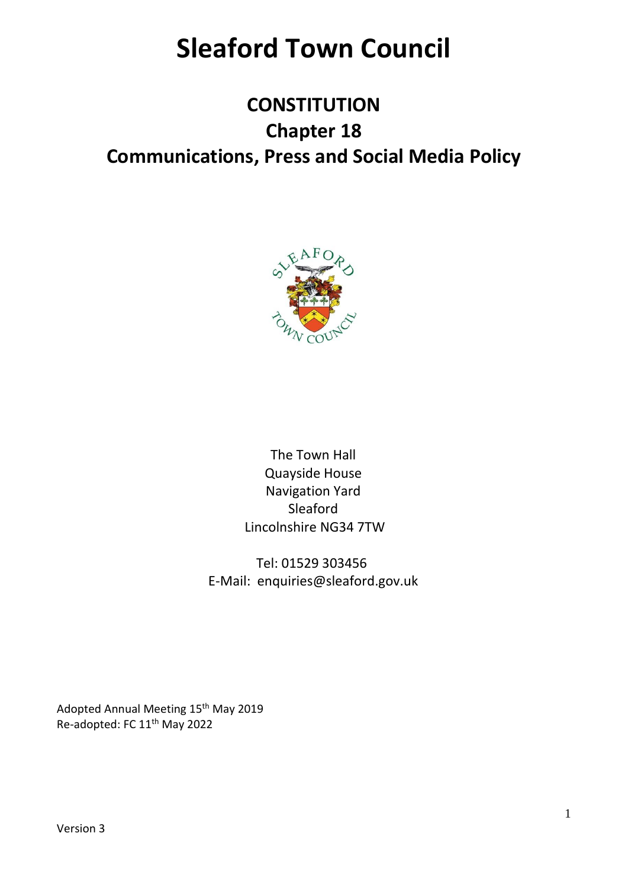# Sleaford Town Council

## CONSTITUTION

## Chapter 18

## Communications, Press and Social Media Policy

The Town Hall
Quayside House
Navigation Yard
Sleaford
Lincolnshire NG34 7TW

Tel: 01529 303456
E-Mail: enquiries@sleaford.gov.uk

Adopted Annual Meeting 15th May 2019
Re-adopted: FC 11th May 2022

Version 3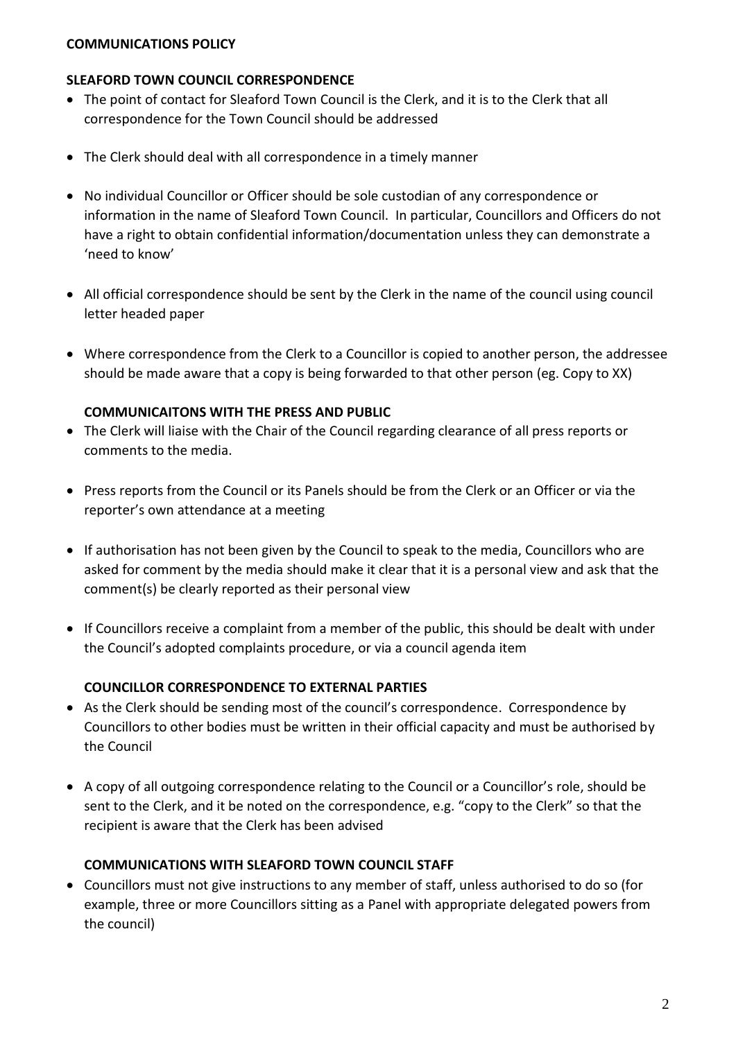**COMMUNICATIONS POLICY**

**SLEAFORD TOWN COUNCIL CORRESPONDENCE**

- The point of contact for Sleaford Town Council is the Clerk, and it is to the Clerk that all correspondence for the Town Council should be addressed
- The Clerk should deal with all correspondence in a timely manner
- No individual Councillor or Officer should be sole custodian of any correspondence or information in the name of Sleaford Town Council. In particular, Councillors and Officers do not have a right to obtain confidential information/documentation unless they can demonstrate a 'need to know'
- All official correspondence should be sent by the Clerk in the name of the council using council letter headed paper
- Where correspondence from the Clerk to a Councillor is copied to another person, the addressee should be made aware that a copy is being forwarded to that other person (eg. Copy to XX)

**COMMUNICAITONS WITH THE PRESS AND PUBLIC**

- The Clerk will liaise with the Chair of the Council regarding clearance of all press reports or comments to the media.
- Press reports from the Council or its Panels should be from the Clerk or an Officer or via the reporter's own attendance at a meeting
- If authorisation has not been given by the Council to speak to the media, Councillors who are asked for comment by the media should make it clear that it is a personal view and ask that the comment(s) be clearly reported as their personal view
- If Councillors receive a complaint from a member of the public, this should be dealt with under the Council's adopted complaints procedure, or via a council agenda item

**COUNCILLOR CORRESPONDENCE TO EXTERNAL PARTIES**

- As the Clerk should be sending most of the council's correspondence. Correspondence by Councillors to other bodies must be written in their official capacity and must be authorised by the Council
- A copy of all outgoing correspondence relating to the Council or a Councillor's role, should be sent to the Clerk, and it be noted on the correspondence, e.g. "copy to the Clerk" so that the recipient is aware that the Clerk has been advised

**COMMUNICATIONS WITH SLEAFORD TOWN COUNCIL STAFF**

- Councillors must not give instructions to any member of staff, unless authorised to do so (for example, three or more Councillors sitting as a Panel with appropriate delegated powers from the council)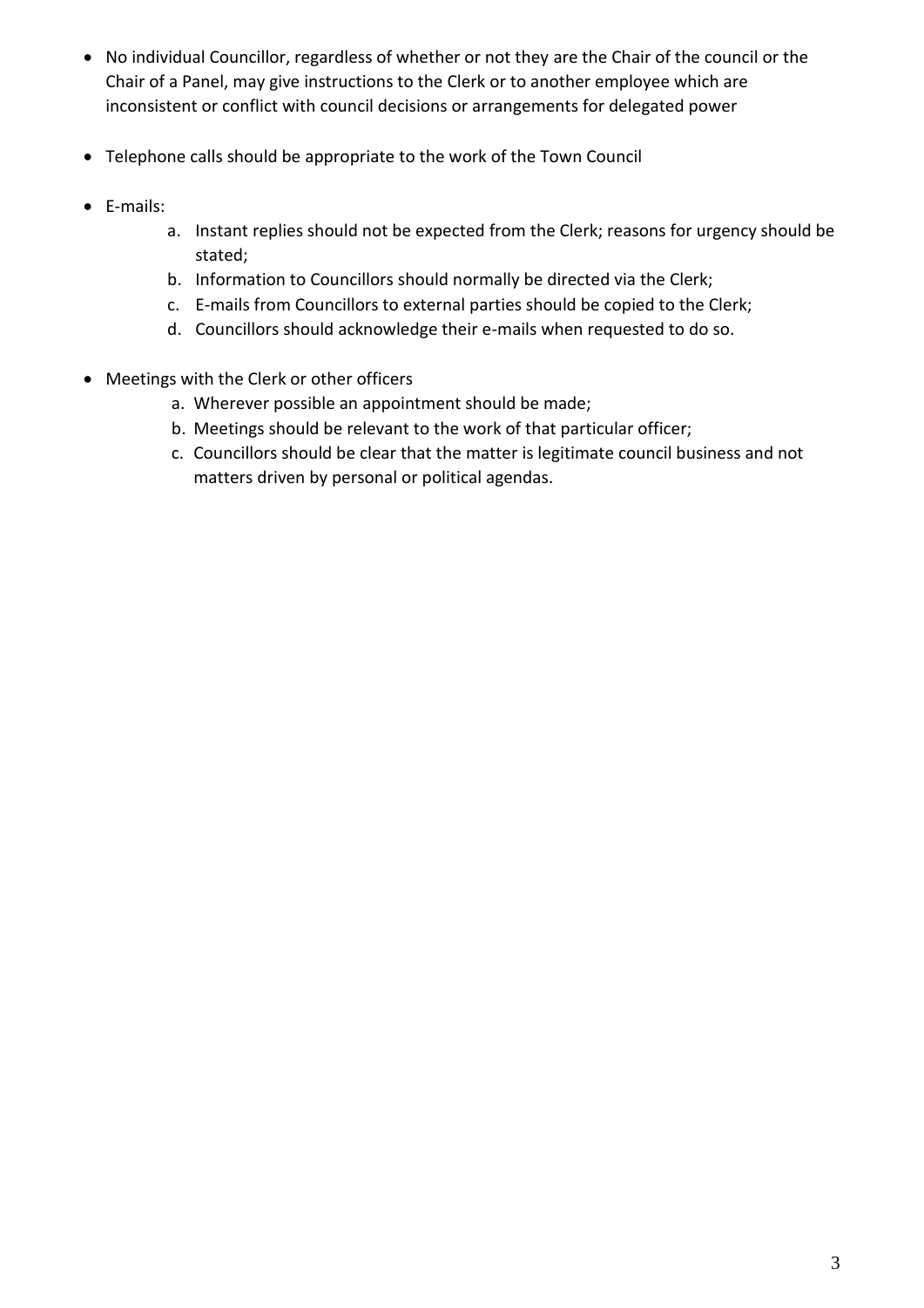- No individual Councillor, regardless of whether or not they are the Chair of the council or the Chair of a Panel, may give instructions to the Clerk or to another employee which are inconsistent or conflict with council decisions or arrangements for delegated power

- Telephone calls should be appropriate to the work of the Town Council

- E-mails:
    a. Instant replies should not be expected from the Clerk; reasons for urgency should be stated;
    b. Information to Councillors should normally be directed via the Clerk;
    c. E-mails from Councillors to external parties should be copied to the Clerk;
    d. Councillors should acknowledge their e-mails when requested to do so.

- Meetings with the Clerk or other officers
    a. Wherever possible an appointment should be made;
    b. Meetings should be relevant to the work of that particular officer;
    c. Councillors should be clear that the matter is legitimate council business and not matters driven by personal or political agendas.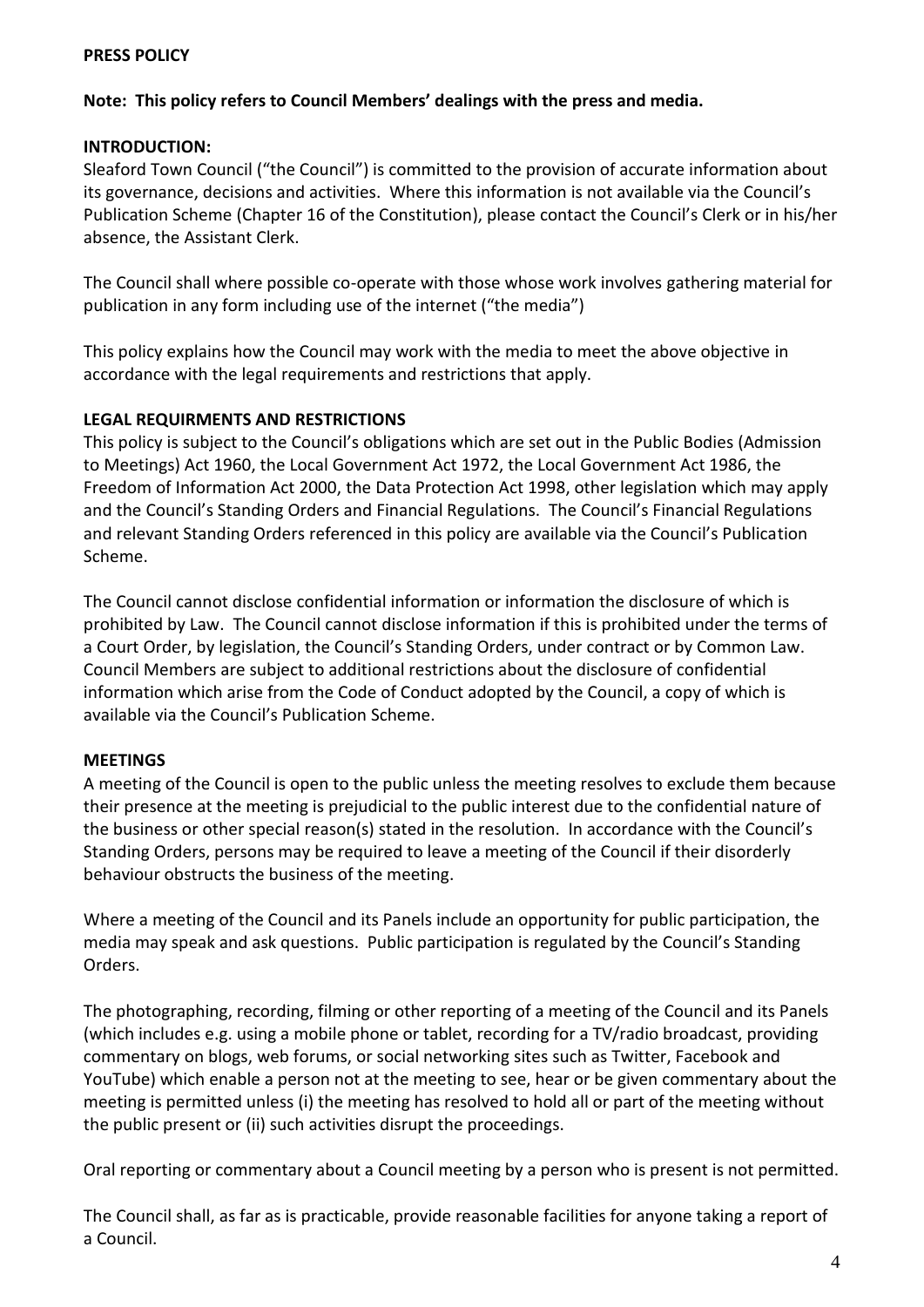**PRESS POLICY**

**Note: This policy refers to Council Members' dealings with the press and media.**

**INTRODUCTION:**

Sleaford Town Council ("the Council") is committed to the provision of accurate information about its governance, decisions and activities. Where this information is not available via the Council's Publication Scheme (Chapter 16 of the Constitution), please contact the Council's Clerk or in his/her absence, the Assistant Clerk.

The Council shall where possible co-operate with those whose work involves gathering material for publication in any form including use of the internet ("the media")

This policy explains how the Council may work with the media to meet the above objective in accordance with the legal requirements and restrictions that apply.

**LEGAL REQUIRMENTS AND RESTRICTIONS**

This policy is subject to the Council's obligations which are set out in the Public Bodies (Admission to Meetings) Act 1960, the Local Government Act 1972, the Local Government Act 1986, the Freedom of Information Act 2000, the Data Protection Act 1998, other legislation which may apply and the Council's Standing Orders and Financial Regulations. The Council's Financial Regulations and relevant Standing Orders referenced in this policy are available via the Council's Publication Scheme.

The Council cannot disclose confidential information or information the disclosure of which is prohibited by Law. The Council cannot disclose information if this is prohibited under the terms of a Court Order, by legislation, the Council's Standing Orders, under contract or by Common Law. Council Members are subject to additional restrictions about the disclosure of confidential information which arise from the Code of Conduct adopted by the Council, a copy of which is available via the Council's Publication Scheme.

**MEETINGS**

A meeting of the Council is open to the public unless the meeting resolves to exclude them because their presence at the meeting is prejudicial to the public interest due to the confidential nature of the business or other special reason(s) stated in the resolution. In accordance with the Council's Standing Orders, persons may be required to leave a meeting of the Council if their disorderly behaviour obstructs the business of the meeting.

Where a meeting of the Council and its Panels include an opportunity for public participation, the media may speak and ask questions. Public participation is regulated by the Council's Standing Orders.

The photographing, recording, filming or other reporting of a meeting of the Council and its Panels (which includes e.g. using a mobile phone or tablet, recording for a TV/radio broadcast, providing commentary on blogs, web forums, or social networking sites such as Twitter, Facebook and YouTube) which enable a person not at the meeting to see, hear or be given commentary about the meeting is permitted unless (i) the meeting has resolved to hold all or part of the meeting without the public present or (ii) such activities disrupt the proceedings.

Oral reporting or commentary about a Council meeting by a person who is present is not permitted.

The Council shall, as far as is practicable, provide reasonable facilities for anyone taking a report of a Council.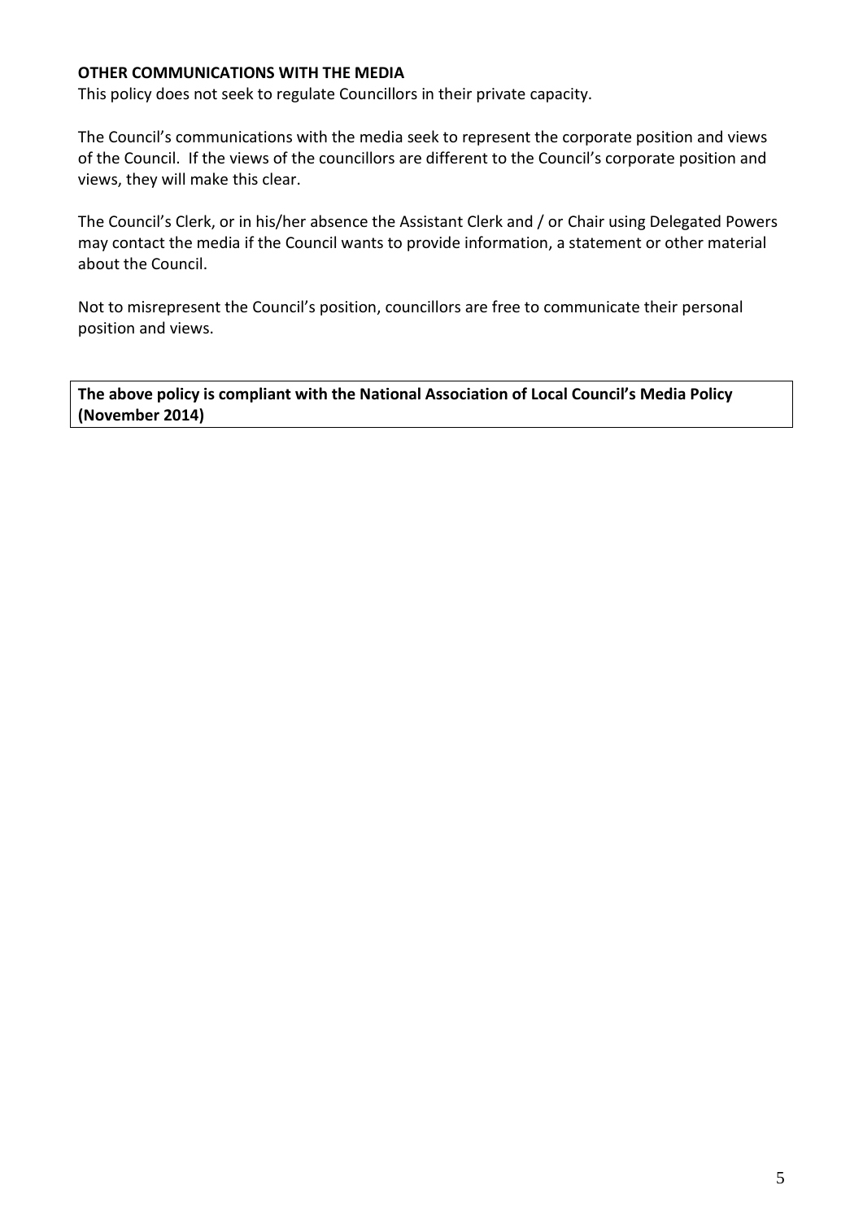**OTHER COMMUNICATIONS WITH THE MEDIA**

This policy does not seek to regulate Councillors in their private capacity.

The Council's communications with the media seek to represent the corporate position and views of the Council. If the views of the councillors are different to the Council's corporate position and views, they will make this clear.

The Council's Clerk, or in his/her absence the Assistant Clerk and / or Chair using Delegated Powers may contact the media if the Council wants to provide information, a statement or other material about the Council.

Not to misrepresent the Council's position, councillors are free to communicate their personal position and views.

**The above policy is compliant with the National Association of Local Council's Media Policy (November 2014)**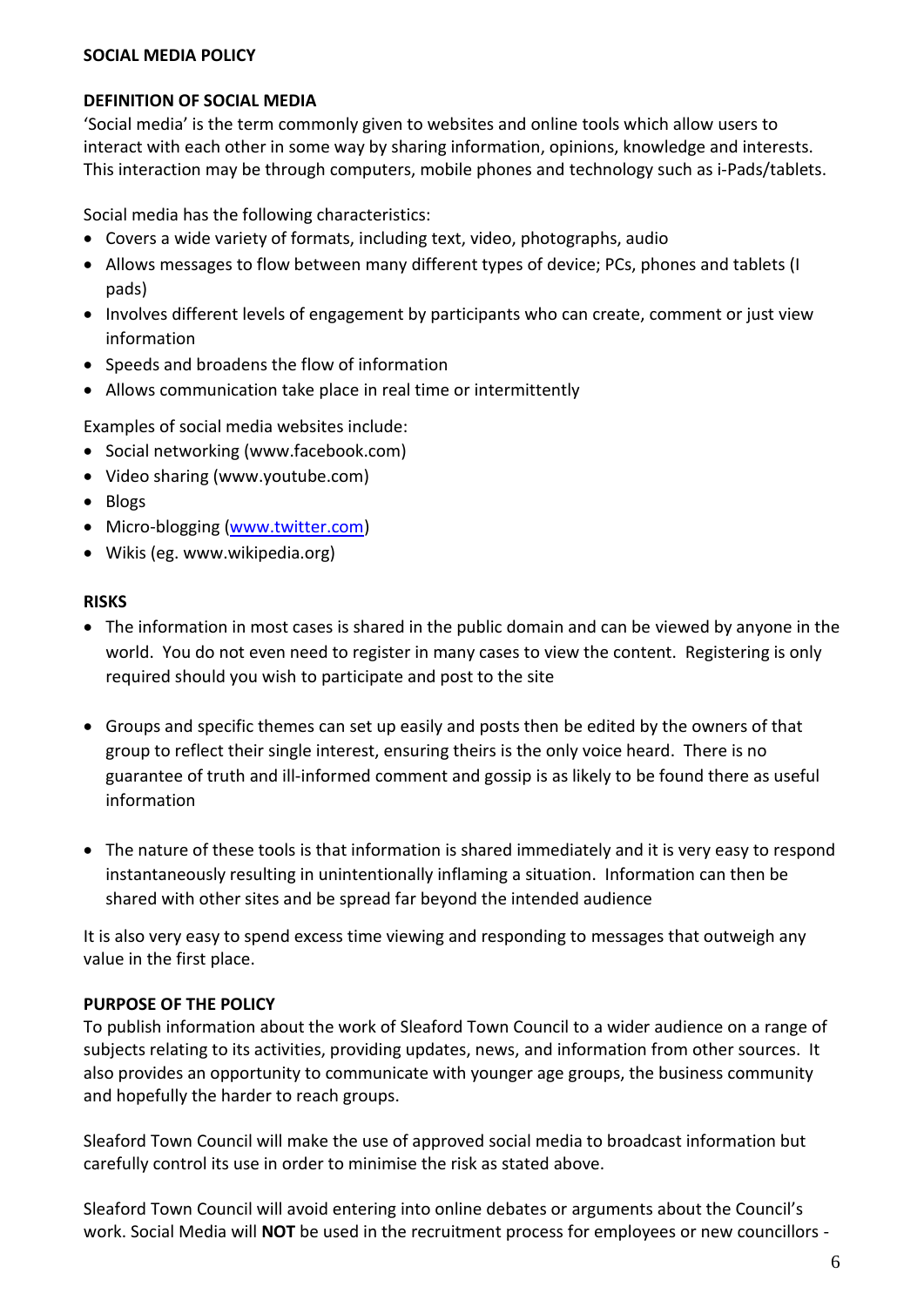**SOCIAL MEDIA POLICY**

**DEFINITION OF SOCIAL MEDIA**

'Social media' is the term commonly given to websites and online tools which allow users to interact with each other in some way by sharing information, opinions, knowledge and interests. This interaction may be through computers, mobile phones and technology such as i-Pads/tablets.

Social media has the following characteristics:

- Covers a wide variety of formats, including text, video, photographs, audio
- Allows messages to flow between many different types of device; PCs, phones and tablets (I pads)
- Involves different levels of engagement by participants who can create, comment or just view information
- Speeds and broadens the flow of information
- Allows communication take place in real time or intermittently

Examples of social media websites include:

- Social networking (www.facebook.com)
- Video sharing (www.youtube.com)
- Blogs
- Micro-blogging (www.twitter.com)
- Wikis (eg. www.wikipedia.org)

**RISKS**

- The information in most cases is shared in the public domain and can be viewed by anyone in the world. You do not even need to register in many cases to view the content. Registering is only required should you wish to participate and post to the site

- Groups and specific themes can set up easily and posts then be edited by the owners of that group to reflect their single interest, ensuring theirs is the only voice heard. There is no guarantee of truth and ill-informed comment and gossip is as likely to be found there as useful information

- The nature of these tools is that information is shared immediately and it is very easy to respond instantaneously resulting in unintentionally inflaming a situation. Information can then be shared with other sites and be spread far beyond the intended audience

It is also very easy to spend excess time viewing and responding to messages that outweigh any value in the first place.

**PURPOSE OF THE POLICY**

To publish information about the work of Sleaford Town Council to a wider audience on a range of subjects relating to its activities, providing updates, news, and information from other sources. It also provides an opportunity to communicate with younger age groups, the business community and hopefully the harder to reach groups.

Sleaford Town Council will make the use of approved social media to broadcast information but carefully control its use in order to minimise the risk as stated above.

Sleaford Town Council will avoid entering into online debates or arguments about the Council's work. Social Media will **NOT** be used in the recruitment process for employees or new councillors -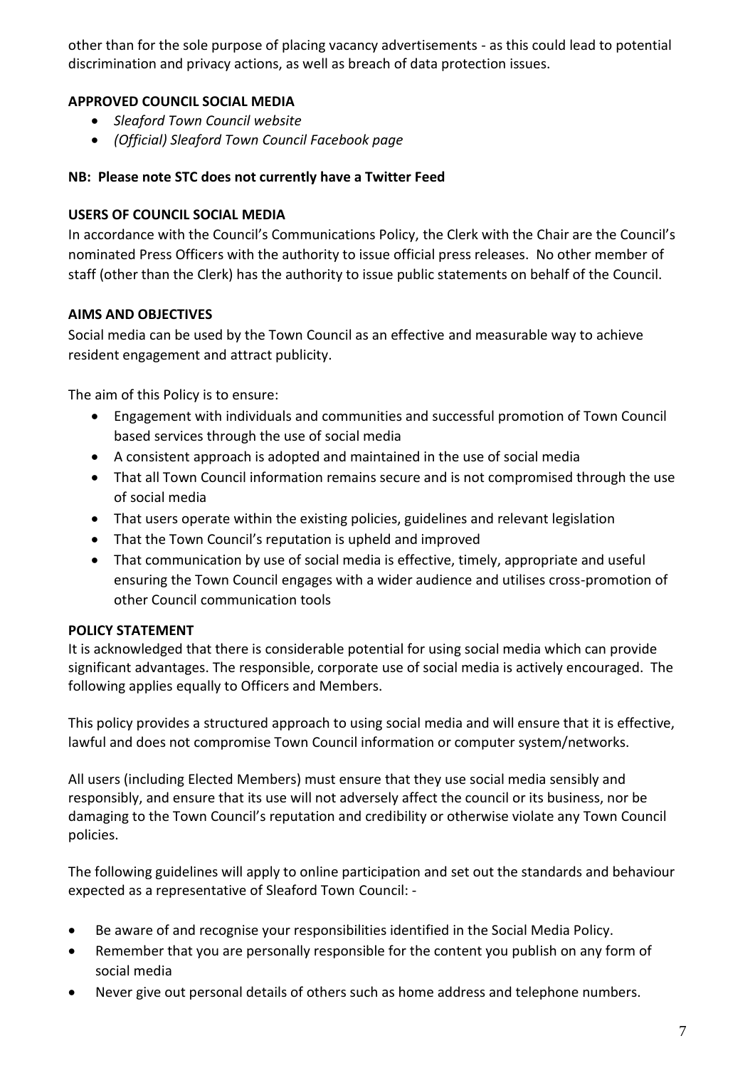other than for the sole purpose of placing vacancy advertisements - as this could lead to potential discrimination and privacy actions, as well as breach of data protection issues.

**APPROVED COUNCIL SOCIAL MEDIA**

- *Sleaford Town Council website*
- *(Official) Sleaford Town Council Facebook page*

**NB: Please note STC does not currently have a Twitter Feed**

**USERS OF COUNCIL SOCIAL MEDIA**

In accordance with the Council's Communications Policy, the Clerk with the Chair are the Council's nominated Press Officers with the authority to issue official press releases. No other member of staff (other than the Clerk) has the authority to issue public statements on behalf of the Council.

**AIMS AND OBJECTIVES**

Social media can be used by the Town Council as an effective and measurable way to achieve resident engagement and attract publicity.

The aim of this Policy is to ensure:

- Engagement with individuals and communities and successful promotion of Town Council based services through the use of social media
- A consistent approach is adopted and maintained in the use of social media
- That all Town Council information remains secure and is not compromised through the use of social media
- That users operate within the existing policies, guidelines and relevant legislation
- That the Town Council's reputation is upheld and improved
- That communication by use of social media is effective, timely, appropriate and useful ensuring the Town Council engages with a wider audience and utilises cross-promotion of other Council communication tools

**POLICY STATEMENT**

It is acknowledged that there is considerable potential for using social media which can provide significant advantages. The responsible, corporate use of social media is actively encouraged. The following applies equally to Officers and Members.

This policy provides a structured approach to using social media and will ensure that it is effective, lawful and does not compromise Town Council information or computer system/networks.

All users (including Elected Members) must ensure that they use social media sensibly and responsibly, and ensure that its use will not adversely affect the council or its business, nor be damaging to the Town Council's reputation and credibility or otherwise violate any Town Council policies.

The following guidelines will apply to online participation and set out the standards and behaviour expected as a representative of Sleaford Town Council: -

- Be aware of and recognise your responsibilities identified in the Social Media Policy.
- Remember that you are personally responsible for the content you publish on any form of social media
- Never give out personal details of others such as home address and telephone numbers.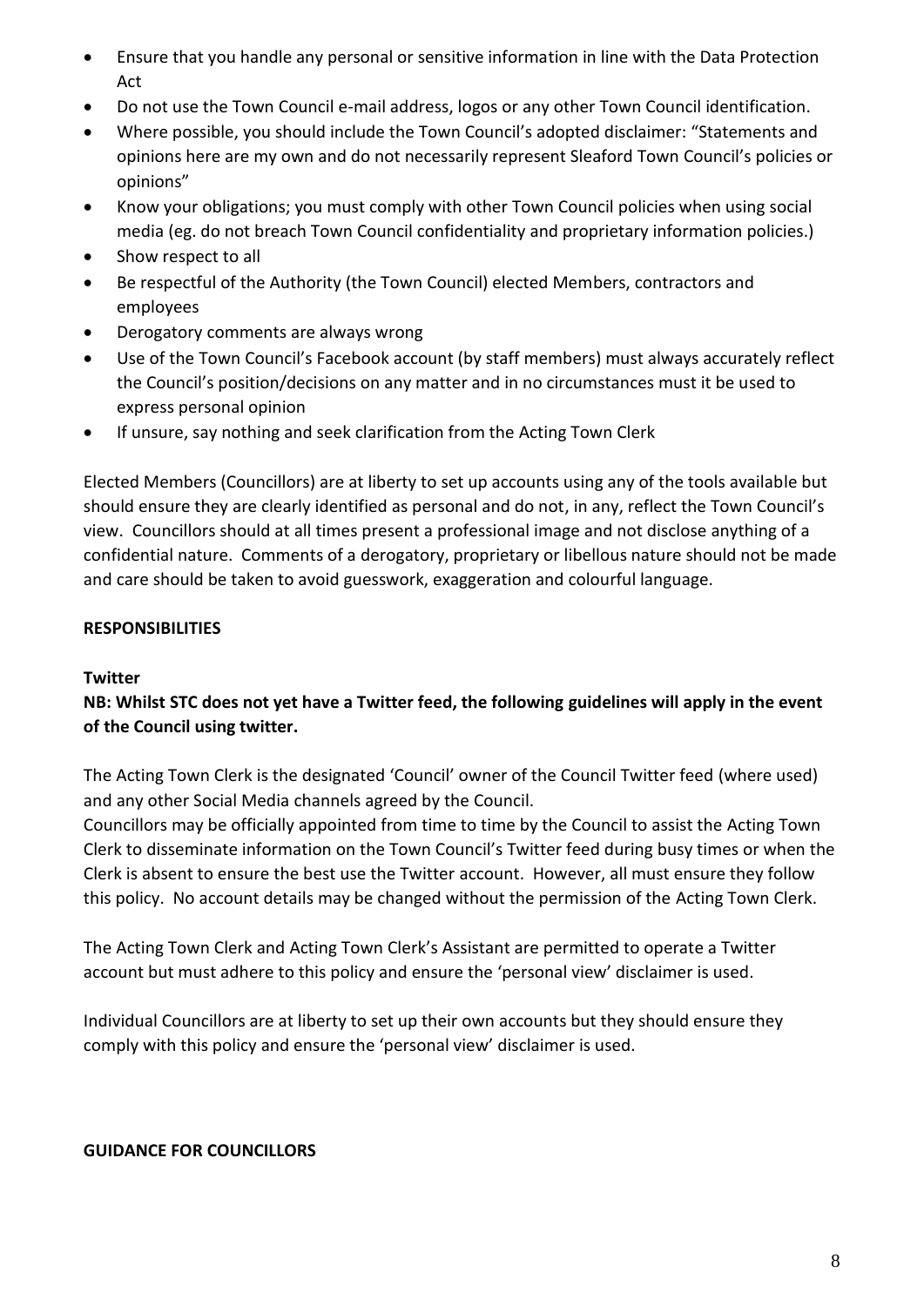- Ensure that you handle any personal or sensitive information in line with the Data Protection Act
- Do not use the Town Council e-mail address, logos or any other Town Council identification.
- Where possible, you should include the Town Council's adopted disclaimer: "Statements and opinions here are my own and do not necessarily represent Sleaford Town Council's policies or opinions"
- Know your obligations; you must comply with other Town Council policies when using social media (eg. do not breach Town Council confidentiality and proprietary information policies.)
- Show respect to all
- Be respectful of the Authority (the Town Council) elected Members, contractors and employees
- Derogatory comments are always wrong
- Use of the Town Council's Facebook account (by staff members) must always accurately reflect the Council's position/decisions on any matter and in no circumstances must it be used to express personal opinion
- If unsure, say nothing and seek clarification from the Acting Town Clerk

Elected Members (Councillors) are at liberty to set up accounts using any of the tools available but should ensure they are clearly identified as personal and do not, in any, reflect the Town Council's view. Councillors should at all times present a professional image and not disclose anything of a confidential nature. Comments of a derogatory, proprietary or libellous nature should not be made and care should be taken to avoid guesswork, exaggeration and colourful language.

**RESPONSIBILITIES**

**Twitter**

**NB: Whilst STC does not yet have a Twitter feed, the following guidelines will apply in the event of the Council using twitter.**

The Acting Town Clerk is the designated 'Council' owner of the Council Twitter feed (where used) and any other Social Media channels agreed by the Council.
Councillors may be officially appointed from time to time by the Council to assist the Acting Town Clerk to disseminate information on the Town Council's Twitter feed during busy times or when the Clerk is absent to ensure the best use the Twitter account. However, all must ensure they follow this policy. No account details may be changed without the permission of the Acting Town Clerk.

The Acting Town Clerk and Acting Town Clerk's Assistant are permitted to operate a Twitter account but must adhere to this policy and ensure the 'personal view' disclaimer is used.

Individual Councillors are at liberty to set up their own accounts but they should ensure they comply with this policy and ensure the 'personal view' disclaimer is used.

**GUIDANCE FOR COUNCILLORS**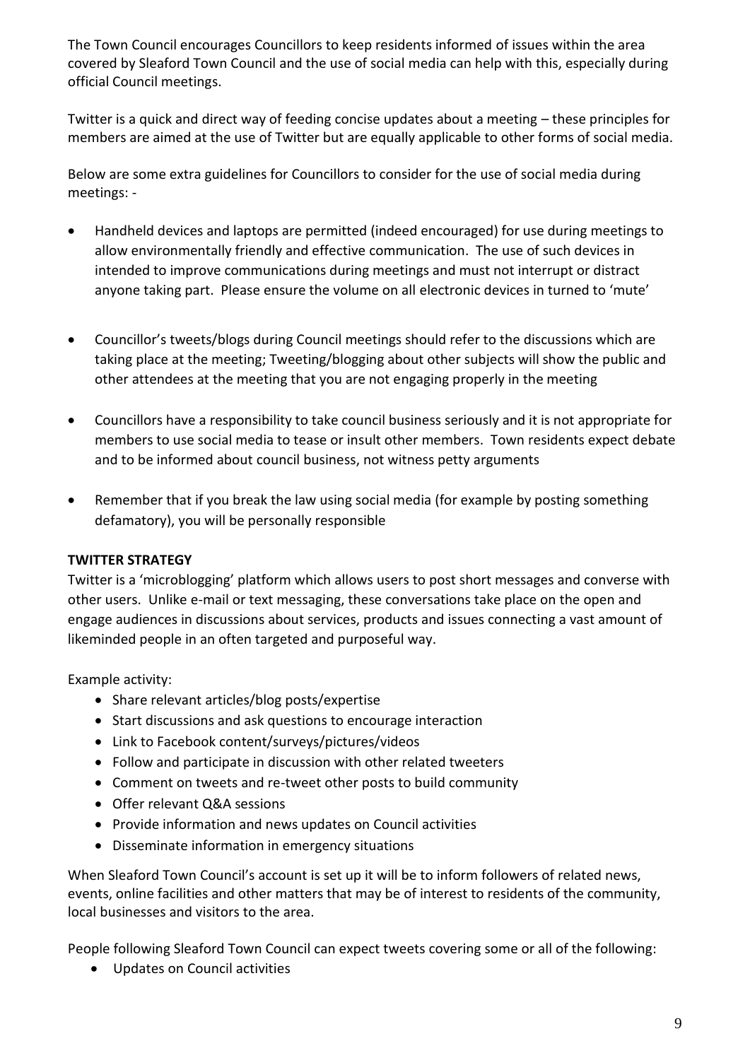The Town Council encourages Councillors to keep residents informed of issues within the area covered by Sleaford Town Council and the use of social media can help with this, especially during official Council meetings.

Twitter is a quick and direct way of feeding concise updates about a meeting – these principles for members are aimed at the use of Twitter but are equally applicable to other forms of social media.

Below are some extra guidelines for Councillors to consider for the use of social media during meetings: -

- Handheld devices and laptops are permitted (indeed encouraged) for use during meetings to allow environmentally friendly and effective communication. The use of such devices in intended to improve communications during meetings and must not interrupt or distract anyone taking part. Please ensure the volume on all electronic devices in turned to 'mute'

- Councillor's tweets/blogs during Council meetings should refer to the discussions which are taking place at the meeting; Tweeting/blogging about other subjects will show the public and other attendees at the meeting that you are not engaging properly in the meeting

- Councillors have a responsibility to take council business seriously and it is not appropriate for members to use social media to tease or insult other members. Town residents expect debate and to be informed about council business, not witness petty arguments

- Remember that if you break the law using social media (for example by posting something defamatory), you will be personally responsible

**TWITTER STRATEGY**

Twitter is a 'microblogging' platform which allows users to post short messages and converse with other users. Unlike e-mail or text messaging, these conversations take place on the open and engage audiences in discussions about services, products and issues connecting a vast amount of likeminded people in an often targeted and purposeful way.

Example activity:

- Share relevant articles/blog posts/expertise
- Start discussions and ask questions to encourage interaction
- Link to Facebook content/surveys/pictures/videos
- Follow and participate in discussion with other related tweeters
- Comment on tweets and re-tweet other posts to build community
- Offer relevant Q&A sessions
- Provide information and news updates on Council activities
- Disseminate information in emergency situations

When Sleaford Town Council's account is set up it will be to inform followers of related news, events, online facilities and other matters that may be of interest to residents of the community, local businesses and visitors to the area.

People following Sleaford Town Council can expect tweets covering some or all of the following:

- Updates on Council activities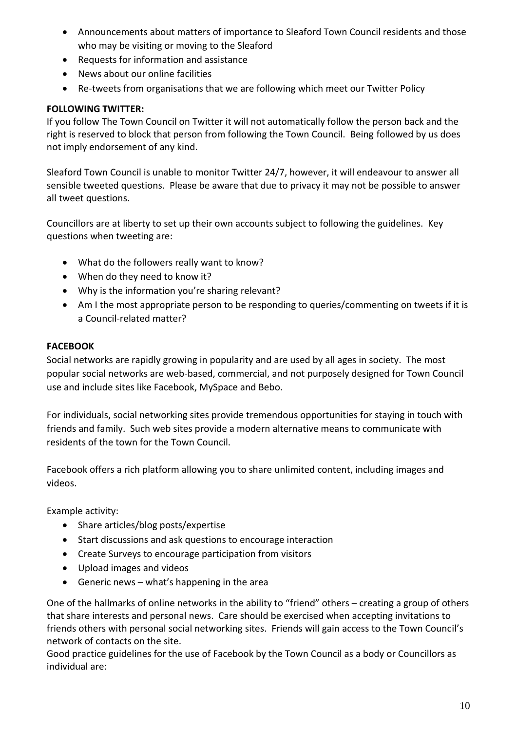- Announcements about matters of importance to Sleaford Town Council residents and those who may be visiting or moving to the Sleaford
- Requests for information and assistance
- News about our online facilities
- Re-tweets from organisations that we are following which meet our Twitter Policy

**FOLLOWING TWITTER:**

If you follow The Town Council on Twitter it will not automatically follow the person back and the right is reserved to block that person from following the Town Council. Being followed by us does not imply endorsement of any kind.

Sleaford Town Council is unable to monitor Twitter 24/7, however, it will endeavour to answer all sensible tweeted questions. Please be aware that due to privacy it may not be possible to answer all tweet questions.

Councillors are at liberty to set up their own accounts subject to following the guidelines. Key questions when tweeting are:

- What do the followers really want to know?
- When do they need to know it?
- Why is the information you're sharing relevant?
- Am I the most appropriate person to be responding to queries/commenting on tweets if it is a Council-related matter?

**FACEBOOK**

Social networks are rapidly growing in popularity and are used by all ages in society. The most popular social networks are web-based, commercial, and not purposely designed for Town Council use and include sites like Facebook, MySpace and Bebo.

For individuals, social networking sites provide tremendous opportunities for staying in touch with friends and family. Such web sites provide a modern alternative means to communicate with residents of the town for the Town Council.

Facebook offers a rich platform allowing you to share unlimited content, including images and videos.

Example activity:

- Share articles/blog posts/expertise
- Start discussions and ask questions to encourage interaction
- Create Surveys to encourage participation from visitors
- Upload images and videos
- Generic news – what's happening in the area

One of the hallmarks of online networks in the ability to "friend" others – creating a group of others that share interests and personal news. Care should be exercised when accepting invitations to friends others with personal social networking sites. Friends will gain access to the Town Council's network of contacts on the site.
Good practice guidelines for the use of Facebook by the Town Council as a body or Councillors as individual are: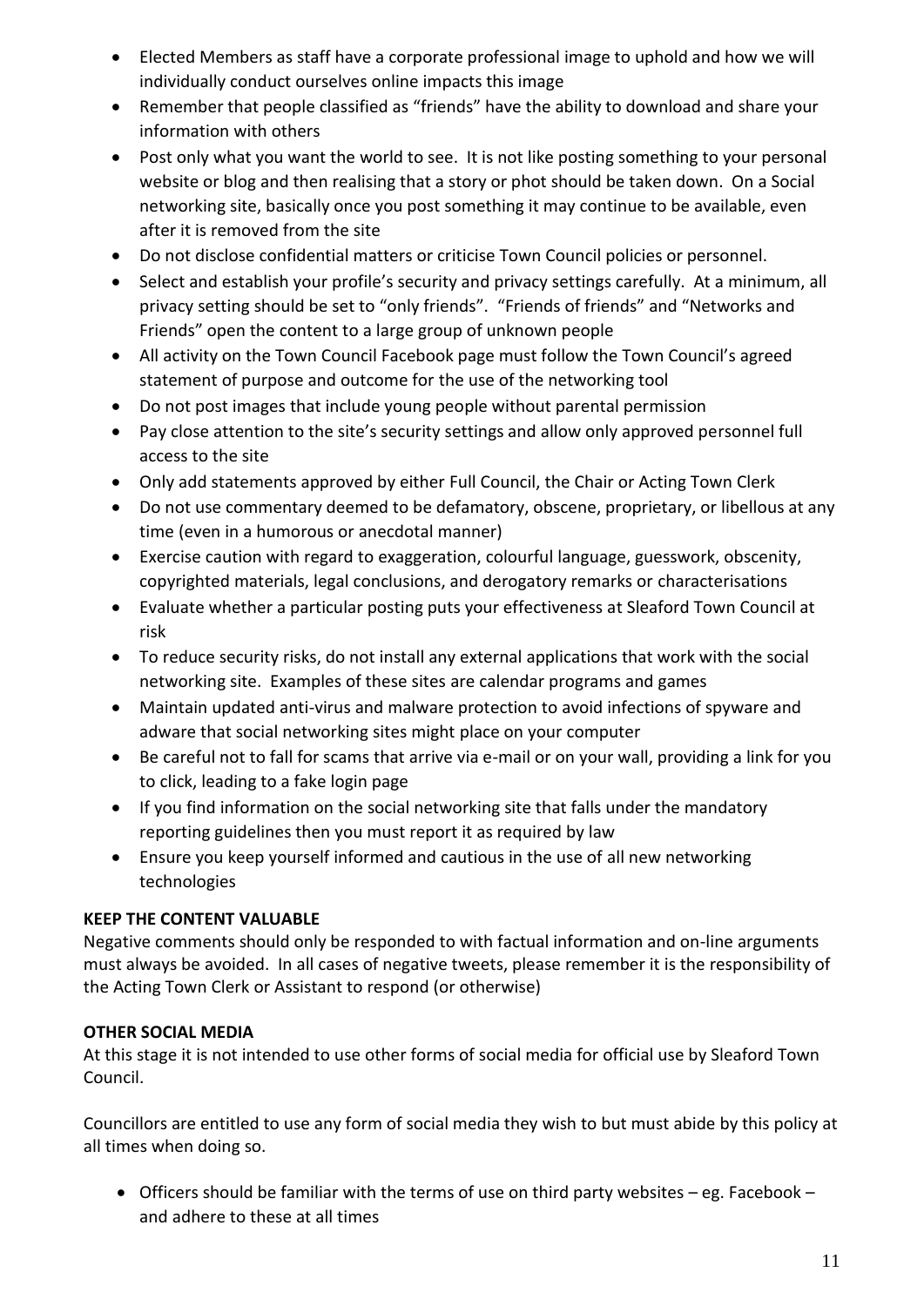- Elected Members as staff have a corporate professional image to uphold and how we will individually conduct ourselves online impacts this image
- Remember that people classified as "friends" have the ability to download and share your information with others
- Post only what you want the world to see. It is not like posting something to your personal website or blog and then realising that a story or phot should be taken down. On a Social networking site, basically once you post something it may continue to be available, even after it is removed from the site
- Do not disclose confidential matters or criticise Town Council policies or personnel.
- Select and establish your profile's security and privacy settings carefully. At a minimum, all privacy setting should be set to "only friends". "Friends of friends" and "Networks and Friends" open the content to a large group of unknown people
- All activity on the Town Council Facebook page must follow the Town Council's agreed statement of purpose and outcome for the use of the networking tool
- Do not post images that include young people without parental permission
- Pay close attention to the site's security settings and allow only approved personnel full access to the site
- Only add statements approved by either Full Council, the Chair or Acting Town Clerk
- Do not use commentary deemed to be defamatory, obscene, proprietary, or libellous at any time (even in a humorous or anecdotal manner)
- Exercise caution with regard to exaggeration, colourful language, guesswork, obscenity, copyrighted materials, legal conclusions, and derogatory remarks or characterisations
- Evaluate whether a particular posting puts your effectiveness at Sleaford Town Council at risk
- To reduce security risks, do not install any external applications that work with the social networking site. Examples of these sites are calendar programs and games
- Maintain updated anti-virus and malware protection to avoid infections of spyware and adware that social networking sites might place on your computer
- Be careful not to fall for scams that arrive via e-mail or on your wall, providing a link for you to click, leading to a fake login page
- If you find information on the social networking site that falls under the mandatory reporting guidelines then you must report it as required by law
- Ensure you keep yourself informed and cautious in the use of all new networking technologies

**KEEP THE CONTENT VALUABLE**

Negative comments should only be responded to with factual information and on-line arguments must always be avoided. In all cases of negative tweets, please remember it is the responsibility of the Acting Town Clerk or Assistant to respond (or otherwise)

**OTHER SOCIAL MEDIA**

At this stage it is not intended to use other forms of social media for official use by Sleaford Town Council.

Councillors are entitled to use any form of social media they wish to but must abide by this policy at all times when doing so.

- Officers should be familiar with the terms of use on third party websites – eg. Facebook – and adhere to these at all times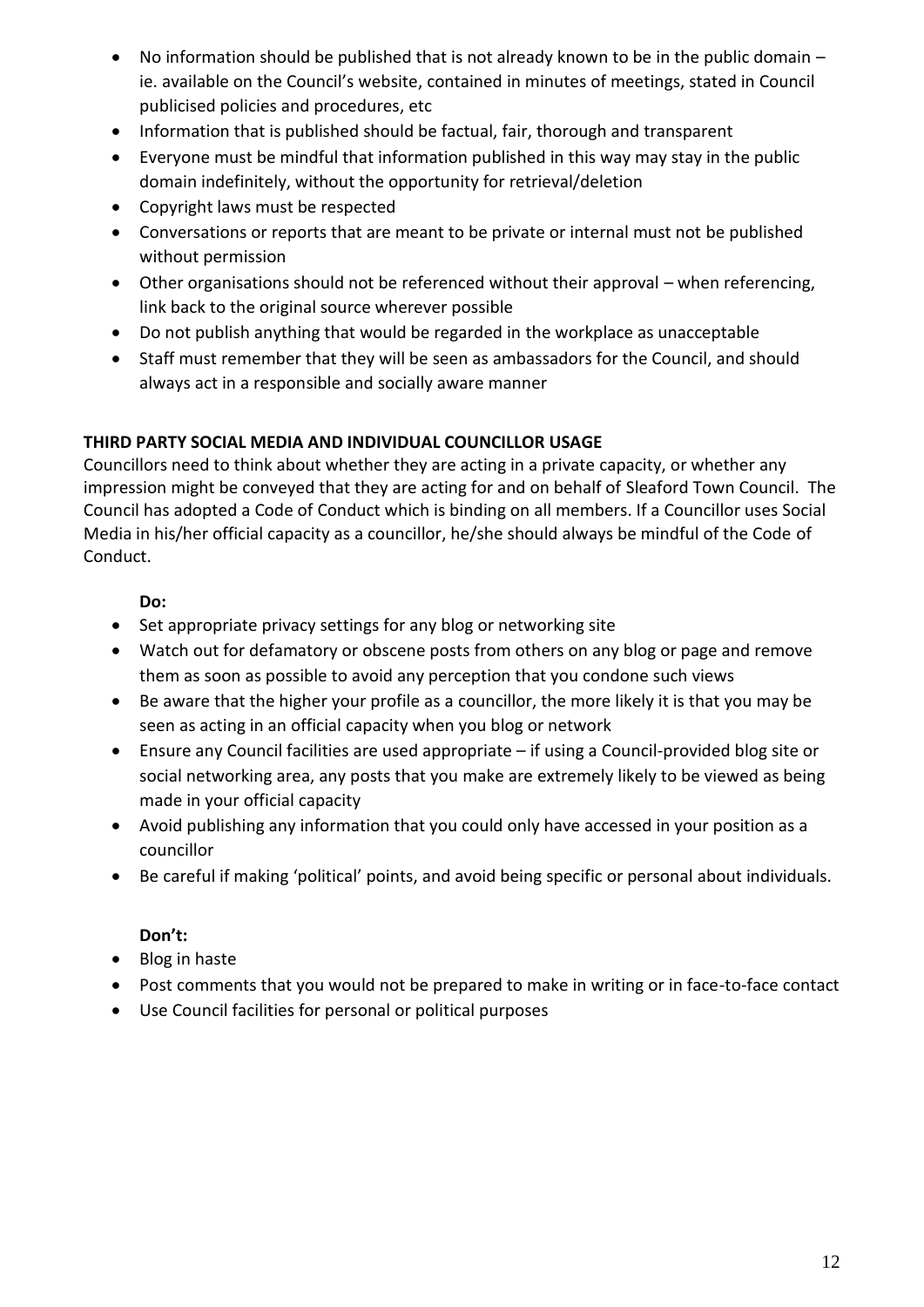- No information should be published that is not already known to be in the public domain – ie. available on the Council's website, contained in minutes of meetings, stated in Council publicised policies and procedures, etc
- Information that is published should be factual, fair, thorough and transparent
- Everyone must be mindful that information published in this way may stay in the public domain indefinitely, without the opportunity for retrieval/deletion
- Copyright laws must be respected
- Conversations or reports that are meant to be private or internal must not be published without permission
- Other organisations should not be referenced without their approval – when referencing, link back to the original source wherever possible
- Do not publish anything that would be regarded in the workplace as unacceptable
- Staff must remember that they will be seen as ambassadors for the Council, and should always act in a responsible and socially aware manner

**THIRD PARTY SOCIAL MEDIA AND INDIVIDUAL COUNCILLOR USAGE**

Councillors need to think about whether they are acting in a private capacity, or whether any impression might be conveyed that they are acting for and on behalf of Sleaford Town Council. The Council has adopted a Code of Conduct which is binding on all members. If a Councillor uses Social Media in his/her official capacity as a councillor, he/she should always be mindful of the Code of Conduct.

**Do:**

- Set appropriate privacy settings for any blog or networking site
- Watch out for defamatory or obscene posts from others on any blog or page and remove them as soon as possible to avoid any perception that you condone such views
- Be aware that the higher your profile as a councillor, the more likely it is that you may be seen as acting in an official capacity when you blog or network
- Ensure any Council facilities are used appropriate – if using a Council-provided blog site or social networking area, any posts that you make are extremely likely to be viewed as being made in your official capacity
- Avoid publishing any information that you could only have accessed in your position as a councillor
- Be careful if making 'political' points, and avoid being specific or personal about individuals.

**Don't:**

- Blog in haste
- Post comments that you would not be prepared to make in writing or in face-to-face contact
- Use Council facilities for personal or political purposes